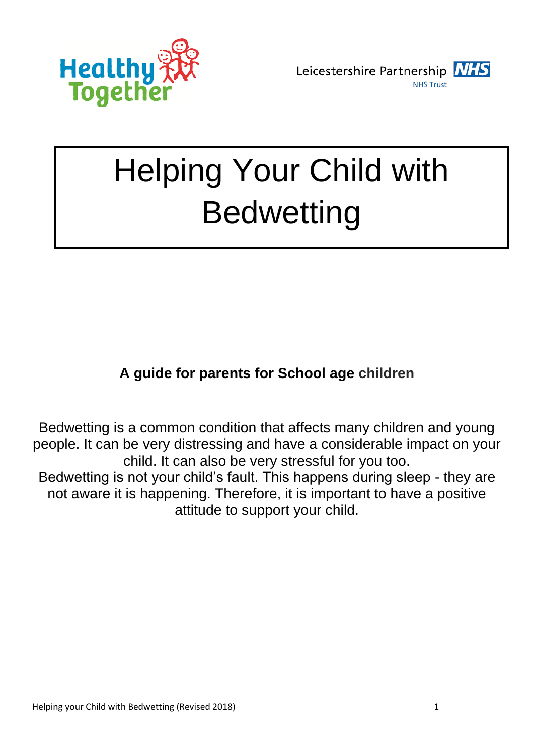Healthy Together

Leicestershire Partnership NHS Trust

# Helping Your Child with Bedwetting

**A guide for parents for School age children**

Bedwetting is a common condition that affects many children and young people. It can be very distressing and have a considerable impact on your child. It can also be very stressful for you too.

Bedwetting is not your child's fault. This happens during sleep - they are not aware it is happening. Therefore, it is important to have a positive attitude to support your child.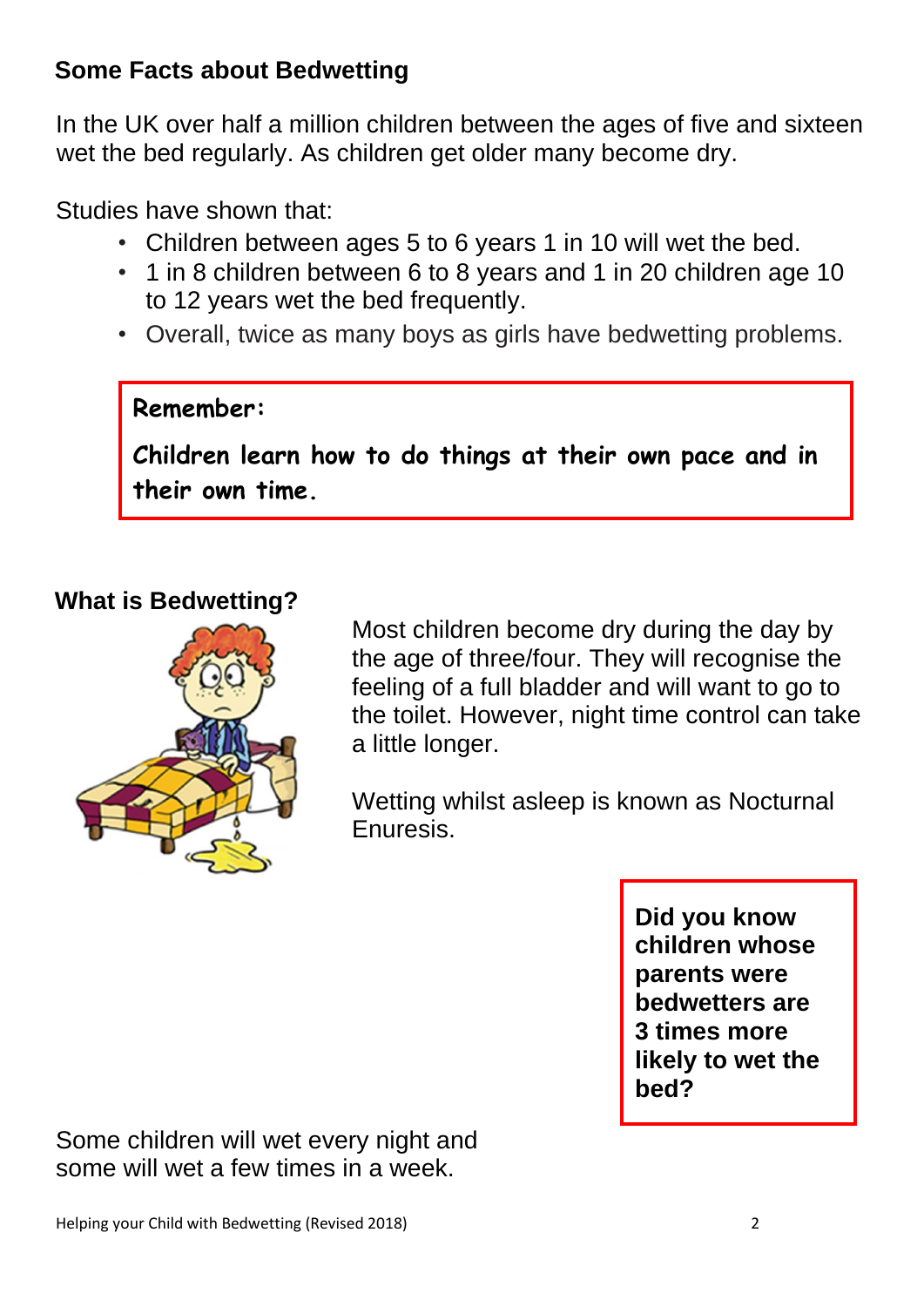## Some Facts about Bedwetting

In the UK over half a million children between the ages of five and sixteen wet the bed regularly. As children get older many become dry.

Studies have shown that:

- Children between ages 5 to 6 years 1 in 10 will wet the bed.
- 1 in 8 children between 6 to 8 years and 1 in 20 children age 10 to 12 years wet the bed frequently.
- Overall, twice as many boys as girls have bedwetting problems.

**Remember:**

**Children learn how to do things at their own pace and in their own time.**

## What is Bedwetting?

Most children become dry during the day by the age of three/four. They will recognise the feeling of a full bladder and will want to go to the toilet. However, night time control can take a little longer.

Wetting whilst asleep is known as Nocturnal Enuresis.

**Did you know children whose parents were bedwetters are 3 times more likely to wet the bed?**

Some children will wet every night and some will wet a few times in a week.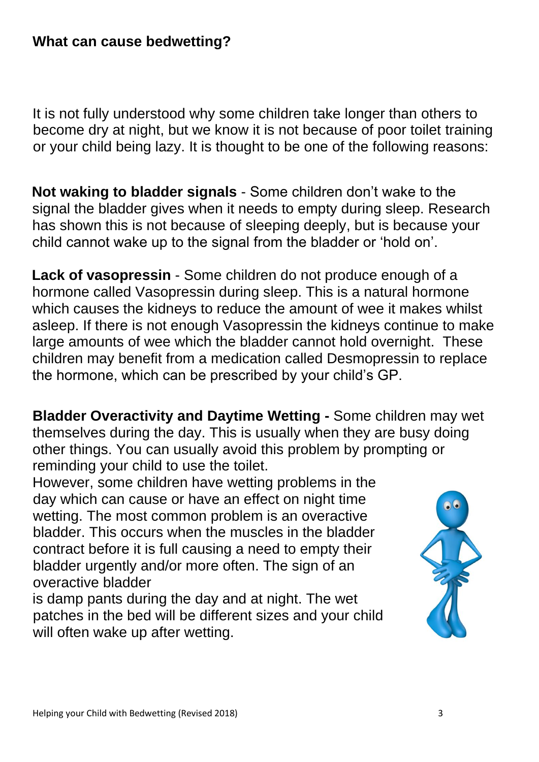## What can cause bedwetting?

It is not fully understood why some children take longer than others to become dry at night, but we know it is not because of poor toilet training or your child being lazy. It is thought to be one of the following reasons:

**Not waking to bladder signals** - Some children don't wake to the signal the bladder gives when it needs to empty during sleep. Research has shown this is not because of sleeping deeply, but is because your child cannot wake up to the signal from the bladder or 'hold on'.

**Lack of vasopressin** - Some children do not produce enough of a hormone called Vasopressin during sleep. This is a natural hormone which causes the kidneys to reduce the amount of wee it makes whilst asleep. If there is not enough Vasopressin the kidneys continue to make large amounts of wee which the bladder cannot hold overnight. These children may benefit from a medication called Desmopressin to replace the hormone, which can be prescribed by your child's GP.

**Bladder Overactivity and Daytime Wetting -** Some children may wet themselves during the day. This is usually when they are busy doing other things. You can usually avoid this problem by prompting or reminding your child to use the toilet.

However, some children have wetting problems in the day which can cause or have an effect on night time wetting. The most common problem is an overactive bladder. This occurs when the muscles in the bladder contract before it is full causing a need to empty their bladder urgently and/or more often. The sign of an overactive bladder is damp pants during the day and at night. The wet patches in the bed will be different sizes and your child will often wake up after wetting.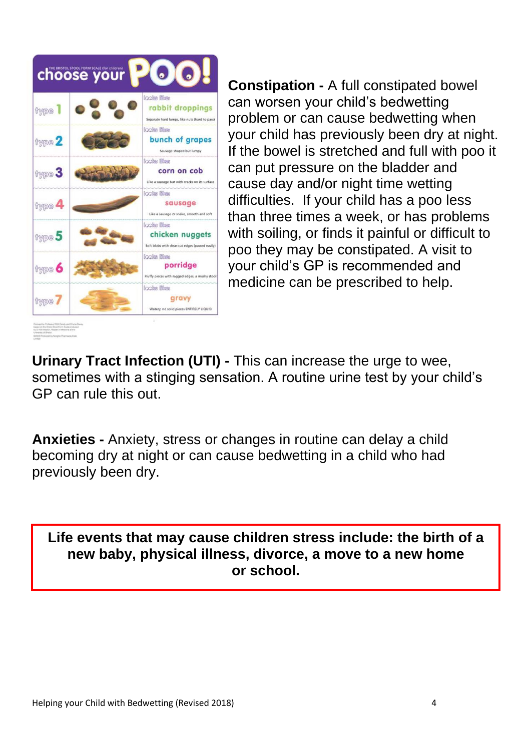**Constipation -** A full constipated bowel can worsen your child's bedwetting problem or can cause bedwetting when your child has previously been dry at night. If the bowel is stretched and full with poo it can put pressure on the bladder and cause day and/or night time wetting difficulties. If your child has a poo less than three times a week, or has problems with soiling, or finds it painful or difficult to poo they may be constipated. A visit to your child's GP is recommended and medicine can be prescribed to help.

**Urinary Tract Infection (UTI) -** This can increase the urge to wee, sometimes with a stinging sensation. A routine urine test by your child's GP can rule this out.

**Anxieties -** Anxiety, stress or changes in routine can delay a child becoming dry at night or can cause bedwetting in a child who had previously been dry.

**Life events that may cause children stress include: the birth of a new baby, physical illness, divorce, a move to a new home or school.**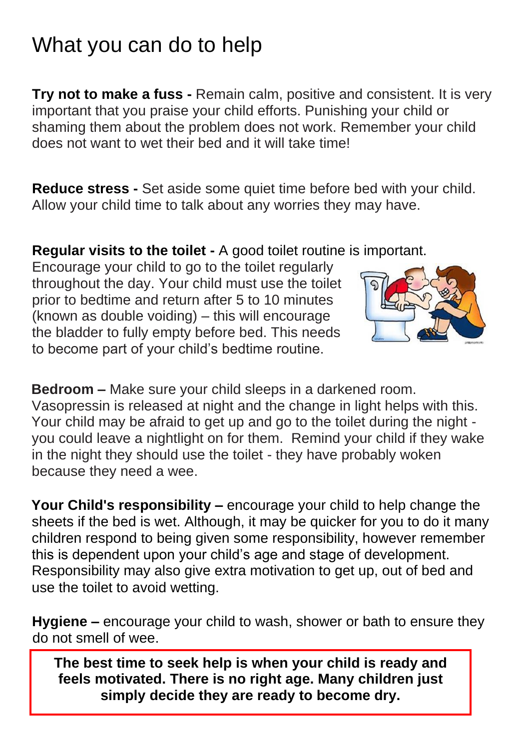# What you can do to help

**Try not to make a fuss -** Remain calm, positive and consistent. It is very important that you praise your child efforts. Punishing your child or shaming them about the problem does not work. Remember your child does not want to wet their bed and it will take time!

**Reduce stress -** Set aside some quiet time before bed with your child. Allow your child time to talk about any worries they may have.

**Regular visits to the toilet -** A good toilet routine is important. Encourage your child to go to the toilet regularly throughout the day. Your child must use the toilet prior to bedtime and return after 5 to 10 minutes (known as double voiding) – this will encourage the bladder to fully empty before bed. This needs to become part of your child's bedtime routine.

**Bedroom –** Make sure your child sleeps in a darkened room. Vasopressin is released at night and the change in light helps with this. Your child may be afraid to get up and go to the toilet during the night - you could leave a nightlight on for them. Remind your child if they wake in the night they should use the toilet - they have probably woken because they need a wee.

**Your Child's responsibility –** encourage your child to help change the sheets if the bed is wet. Although, it may be quicker for you to do it many children respond to being given some responsibility, however remember this is dependent upon your child's age and stage of development. Responsibility may also give extra motivation to get up, out of bed and use the toilet to avoid wetting.

**Hygiene –** encourage your child to wash, shower or bath to ensure they do not smell of wee.

**The best time to seek help is when your child is ready and feels motivated. There is no right age. Many children just simply decide they are ready to become dry.**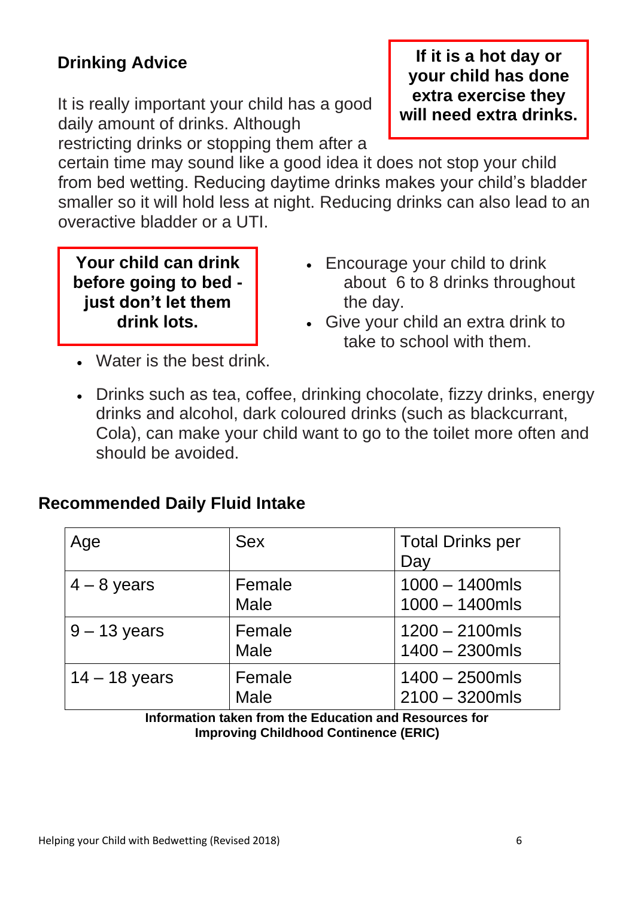## Drinking Advice

**If it is a hot day or your child has done extra exercise they will need extra drinks.**

It is really important your child has a good daily amount of drinks. Although restricting drinks or stopping them after a certain time may sound like a good idea it does not stop your child from bed wetting. Reducing daytime drinks makes your child's bladder smaller so it will hold less at night. Reducing drinks can also lead to an overactive bladder or a UTI.

**Your child can drink before going to bed - just don't let them drink lots.**

- Encourage your child to drink about 6 to 8 drinks throughout the day.
- Give your child an extra drink to take to school with them.
- Water is the best drink.
- Drinks such as tea, coffee, drinking chocolate, fizzy drinks, energy drinks and alcohol, dark coloured drinks (such as blackcurrant, Cola), can make your child want to go to the toilet more often and should be avoided.

## Recommended Daily Fluid Intake

| Age | Sex | Total Drinks per Day |
|---|---|---|
| 4 – 8 years | Female<br>Male | 1000 – 1400mls<br>1000 – 1400mls |
| 9 – 13 years | Female<br>Male | 1200 – 2100mls<br>1400 – 2300mls |
| 14 – 18 years | Female<br>Male | 1400 – 2500mls<br>2100 – 3200mls |

**Information taken from the Education and Resources for Improving Childhood Continence (ERIC)**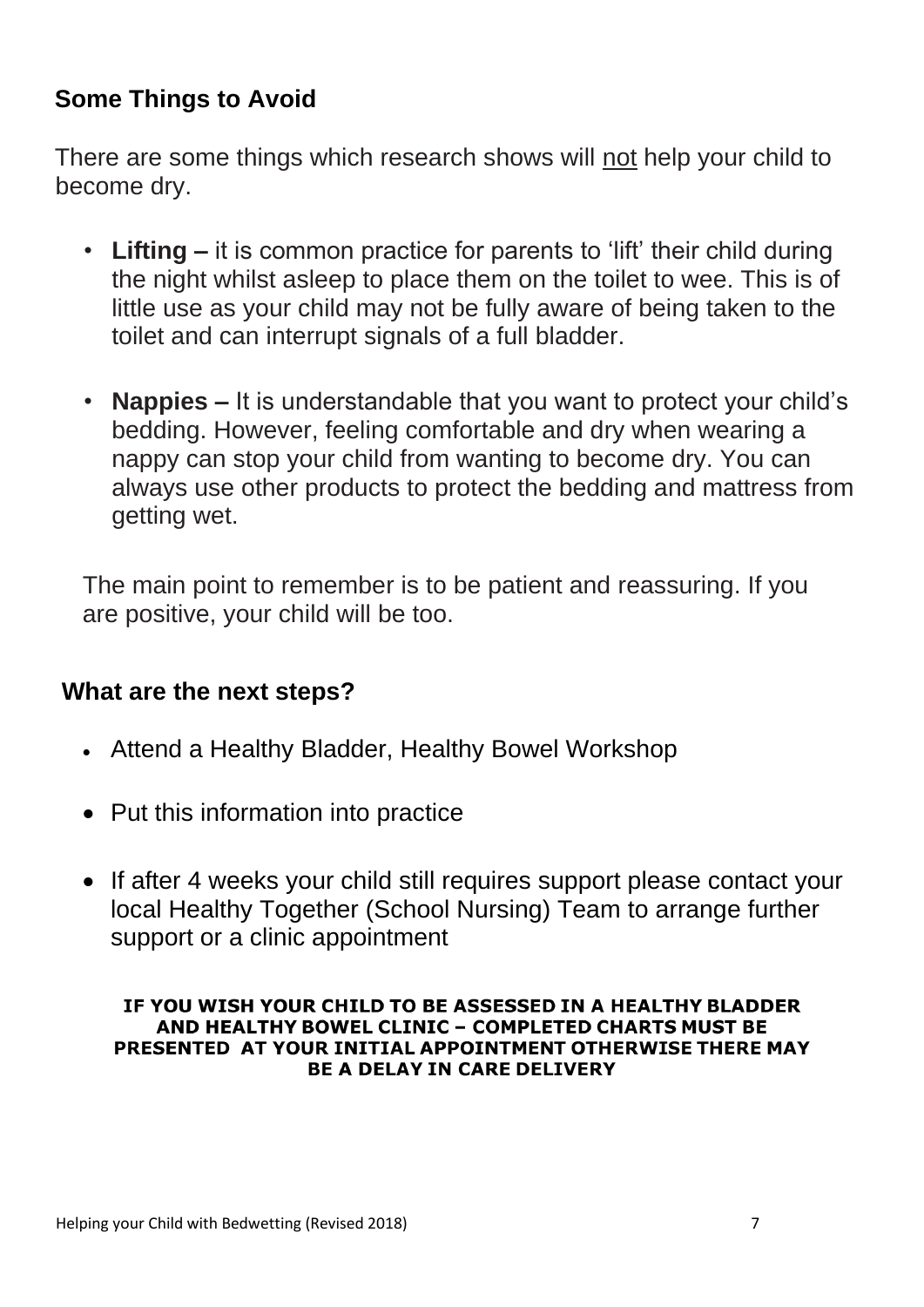## Some Things to Avoid

There are some things which research shows will not help your child to become dry.

- **Lifting –** it is common practice for parents to 'lift' their child during the night whilst asleep to place them on the toilet to wee. This is of little use as your child may not be fully aware of being taken to the toilet and can interrupt signals of a full bladder.
- **Nappies –** It is understandable that you want to protect your child's bedding. However, feeling comfortable and dry when wearing a nappy can stop your child from wanting to become dry. You can always use other products to protect the bedding and mattress from getting wet.

The main point to remember is to be patient and reassuring. If you are positive, your child will be too.

## What are the next steps?

- Attend a Healthy Bladder, Healthy Bowel Workshop
- Put this information into practice
- If after 4 weeks your child still requires support please contact your local Healthy Together (School Nursing) Team to arrange further support or a clinic appointment

**IF YOU WISH YOUR CHILD TO BE ASSESSED IN A HEALTHY BLADDER AND HEALTHY BOWEL CLINIC – COMPLETED CHARTS MUST BE PRESENTED AT YOUR INITIAL APPOINTMENT OTHERWISE THERE MAY BE A DELAY IN CARE DELIVERY**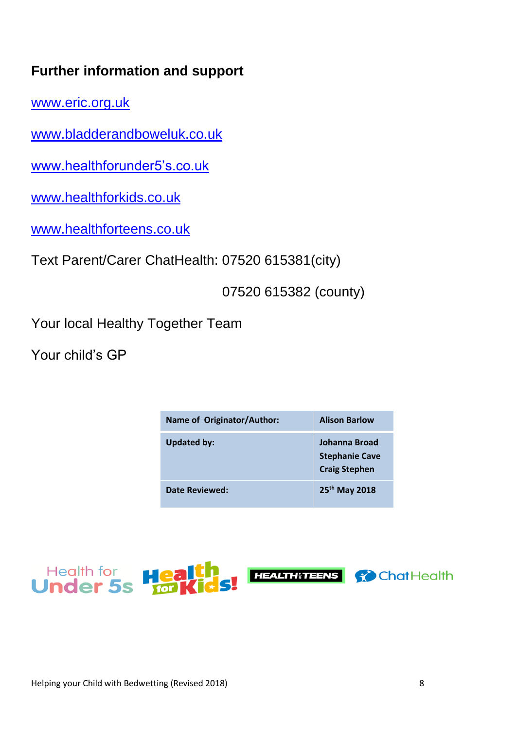## Further information and support

www.eric.org.uk

www.bladderandboweluk.co.uk

www.healthforunder5's.co.uk

www.healthforkids.co.uk

www.healthforteens.co.uk

Text Parent/Carer ChatHealth: 07520 615381(city)

07520 615382 (county)

Your local Healthy Together Team

Your child's GP

| | |
|---|---|
| **Name of Originator/Author:** | **Alison Barlow** |
| **Updated by:** | **Johanna Broad**<br>**Stephanie Cave**<br>**Craig Stephen** |
| **Date Reviewed:** | **25th May 2018** |

Health for Under 5s Health for Kids! HEALTH for TEENS ChatHealth